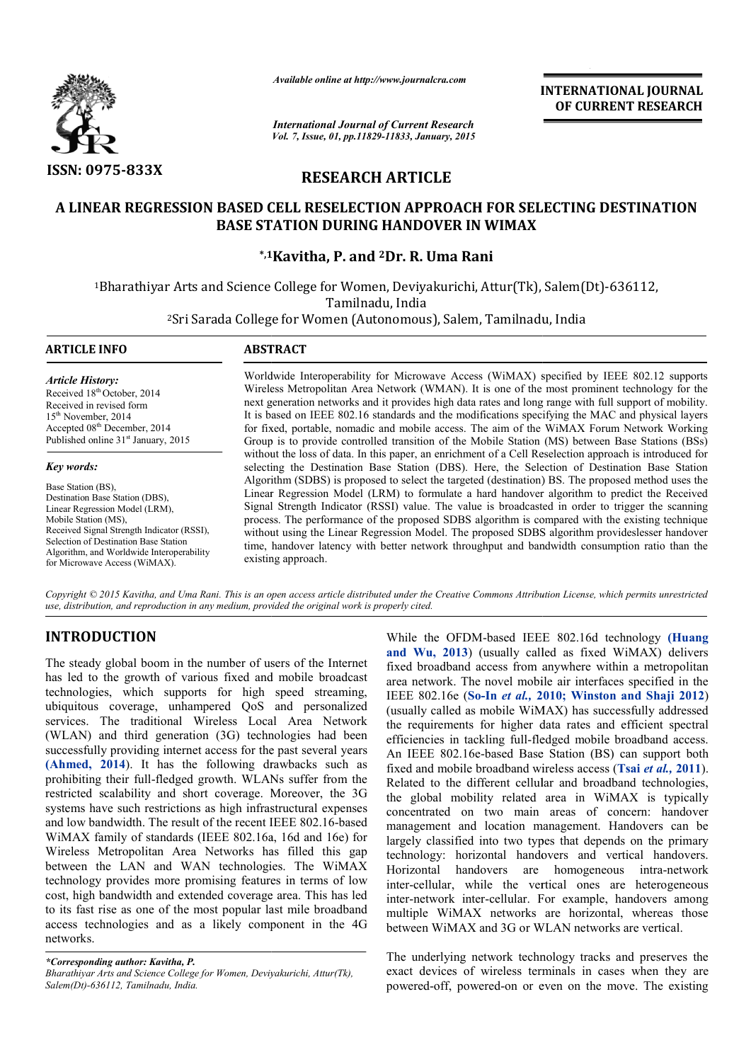ISSN: 0975-833X

*Available online at http://www.journalcra.com*

**INTERNATIONAL JOURNAL OF CURRENT RESEARCH**

## RESEARCH ARTICLE

# A LINEAR REGRESSION BASED CELL RESELECTION APPROACH FOR SELECTING DESTINATION BASE STATION DURING HANDOVER IN WIMAX

**\*,[1]Kavitha, P. and [2]Dr. R. Uma Rani**

[1]Bharathiyar Arts and Science College for Women, Deviyakurichi, Attur(Tk), Salem(Dt)-636112, Tamilnadu, India

[2]Sri Sarada College for Women (Autonomous), Salem, Tamilnadu, India

### ARTICLE INFO

*Article History:*

Received 18th October, 2014
Received in revised form 15th November, 2014
Accepted 08th December, 2014
Published online 31st January, 2015

*Key words:*

Base Station (BS), Destination Base Station (DBS), Linear Regression Model (LRM), Mobile Station (MS), Received Signal Strength Indicator (RSSI), Selection of Destination Base Station Algorithm, and Worldwide Interoperability for Microwave Access (WiMAX).

### ABSTRACT

Worldwide Interoperability for Microwave Access (WiMAX) specified by IEEE 802.12 supports Wireless Metropolitan Area Network (WMAN). It is one of the most prominent technology for the next generation networks and it provides high data rates and long range with full support of mobility. It is based on IEEE 802.16 standards and the modifications specifying the MAC and physical layers for fixed, portable, nomadic and mobile access. The aim of the WiMAX Forum Network Working Group is to provide controlled transition of the Mobile Station (MS) between Base Stations (BSs) without the loss of data. In this paper, an enrichment of a Cell Reselection approach is introduced for selecting the Destination Base Station (DBS). Here, the Selection of Destination Base Station Algorithm (SDBS) is proposed to select the targeted (destination) BS. The proposed method uses the Linear Regression Model (LRM) to formulate a hard handover algorithm to predict the Received Signal Strength Indicator (RSSI) value. The value is broadcasted in order to trigger the scanning process. The performance of the proposed SDBS algorithm is compared with the existing technique without using the Linear Regression Model. The proposed SDBS algorithm provideslesser handover time, handover latency with better network throughput and bandwidth consumption ratio than the existing approach.

*Copyright © 2015 Kavitha, and Uma Rani. This is an open access article distributed under the Creative Commons Attribution License, which permits unrestricted use, distribution, and reproduction in any medium, provided the original work is properly cited.*

## INTRODUCTION

The steady global boom in the number of users of the Internet has led to the growth of various fixed and mobile broadcast technologies, which supports for high speed streaming, ubiquitous coverage, unhampered QoS and personalized services. The traditional Wireless Local Area Network (WLAN) and third generation (3G) technologies had been successfully providing internet access for the past several years **(Ahmed, 2014)**. It has the following drawbacks such as prohibiting their full-fledged growth. WLANs suffer from the restricted scalability and short coverage. Moreover, the 3G systems have such restrictions as high infrastructural expenses and low bandwidth. The result of the recent IEEE 802.16-based WiMAX family of standards (IEEE 802.16a, 16d and 16e) for Wireless Metropolitan Area Networks has filled this gap between the LAN and WAN technologies. The WiMAX technology provides more promising features in terms of low cost, high bandwidth and extended coverage area. This has led to its fast rise as one of the most popular last mile broadband access technologies and as a likely component in the 4G networks.

While the OFDM-based IEEE 802.16d technology **(Huang and Wu, 2013)** (usually called as fixed WiMAX) delivers fixed broadband access from anywhere within a metropolitan area network. The novel mobile air interfaces specified in the IEEE 802.16e (**So-In *et al.*, 2010; Winston and Shaji 2012**) (usually called as mobile WiMAX) has successfully addressed the requirements for higher data rates and efficient spectral efficiencies in tackling full-fledged mobile broadband access. An IEEE 802.16e-based Base Station (BS) can support both fixed and mobile broadband wireless access (**Tsai *et al.*, 2011**). Related to the different cellular and broadband technologies, the global mobility related area in WiMAX is typically concentrated on two main areas of concern: handover management and location management. Handovers can be largely classified into two types that depends on the primary technology: horizontal handovers and vertical handovers. Horizontal handovers are homogeneous intra-network inter-cellular, while the vertical ones are heterogeneous inter-network inter-cellular. For example, handovers among multiple WiMAX networks are horizontal, whereas those between WiMAX and 3G or WLAN networks are vertical.

The underlying network technology tracks and preserves the exact devices of wireless terminals in cases when they are powered-off, powered-on or even on the move. The existing

*\*Corresponding author: Kavitha, P.*
*Bharathiyar Arts and Science College for Women, Deviyakurichi, Attur(Tk), Salem(Dt)-636112, Tamilnadu, India.*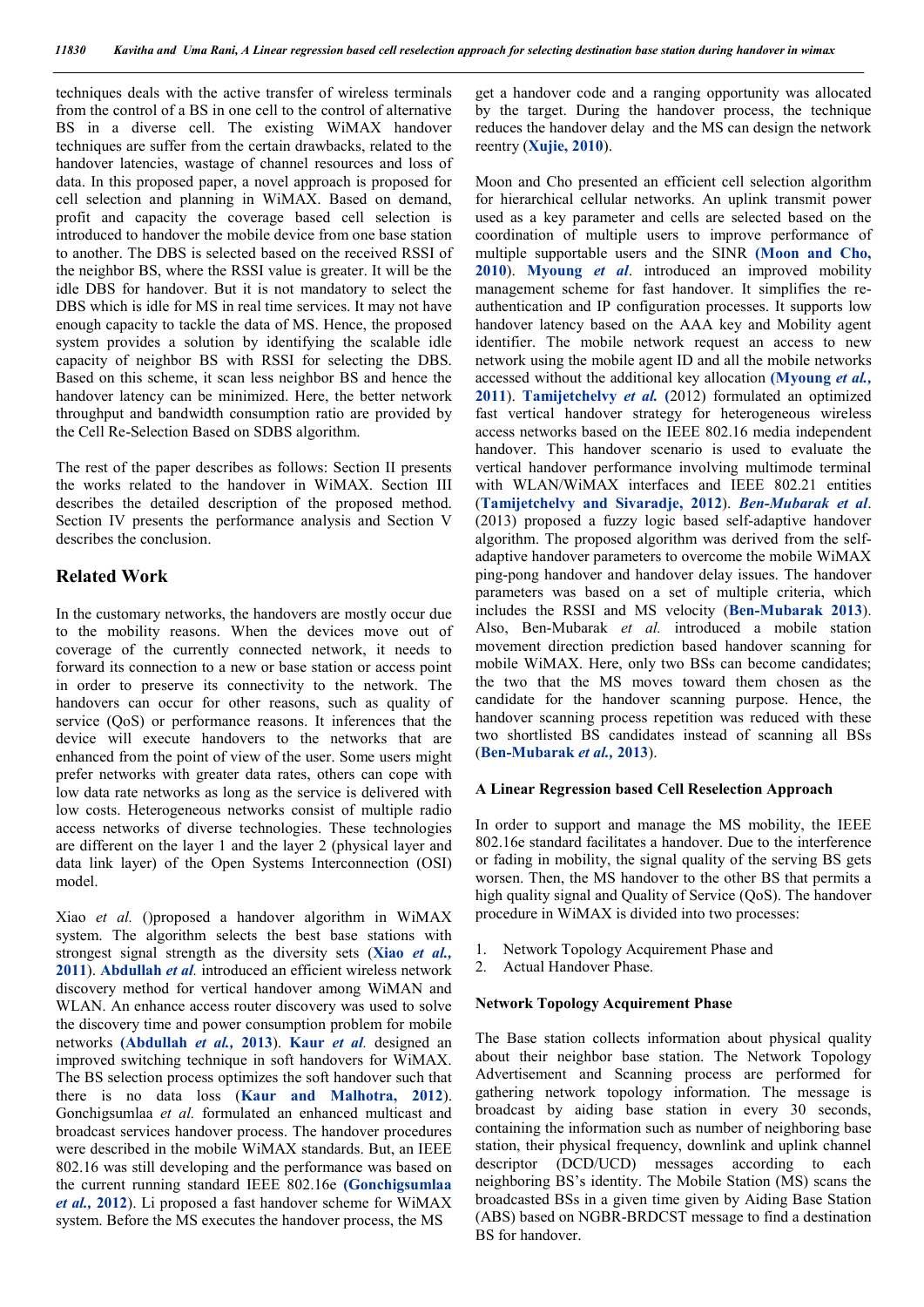techniques deals with the active transfer of wireless terminals from the control of a BS in one cell to the control of alternative BS in a diverse cell. The existing WiMAX handover techniques are suffer from the certain drawbacks, related to the handover latencies, wastage of channel resources and loss of data. In this proposed paper, a novel approach is proposed for cell selection and planning in WiMAX. Based on demand, profit and capacity the coverage based cell selection is introduced to handover the mobile device from one base station to another. The DBS is selected based on the received RSSI of the neighbor BS, where the RSSI value is greater. It will be the idle DBS for handover. But it is not mandatory to select the DBS which is idle for MS in real time services. It may not have enough capacity to tackle the data of MS. Hence, the proposed system provides a solution by identifying the scalable idle capacity of neighbor BS with RSSI for selecting the DBS. Based on this scheme, it scan less neighbor BS and hence the handover latency can be minimized. Here, the better network throughput and bandwidth consumption ratio are provided by the Cell Re-Selection Based on SDBS algorithm.

The rest of the paper describes as follows: Section II presents the works related to the handover in WiMAX. Section III describes the detailed description of the proposed method. Section IV presents the performance analysis and Section V describes the conclusion.

## Related Work

In the customary networks, the handovers are mostly occur due to the mobility reasons. When the devices move out of coverage of the currently connected network, it needs to forward its connection to a new or base station or access point in order to preserve its connectivity to the network. The handovers can occur for other reasons, such as quality of service (QoS) or performance reasons. It inferences that the device will execute handovers to the networks that are enhanced from the point of view of the user. Some users might prefer networks with greater data rates, others can cope with low data rate networks as long as the service is delivered with low costs. Heterogeneous networks consist of multiple radio access networks of diverse technologies. These technologies are different on the layer 1 and the layer 2 (physical layer and data link layer) of the Open Systems Interconnection (OSI) model.

Xiao *et al.* ()proposed a handover algorithm in WiMAX system. The algorithm selects the best base stations with strongest signal strength as the diversity sets (**Xiao *et al.*, 2011**). **Abdullah *et al.*** introduced an efficient wireless network discovery method for vertical handover among WiMAN and WLAN. An enhance access router discovery was used to solve the discovery time and power consumption problem for mobile networks (**Abdullah *et al.*, 2013**). **Kaur *et al.*** designed an improved switching technique in soft handovers for WiMAX. The BS selection process optimizes the soft handover such that there is no data loss (**Kaur and Malhotra, 2012**). Gonchigsumlaa *et al.* formulated an enhanced multicast and broadcast services handover process. The handover procedures were described in the mobile WiMAX standards. But, an IEEE 802.16 was still developing and the performance was based on the current running standard IEEE 802.16e (**Gonchigsumlaa *et al.*, 2012**). Li proposed a fast handover scheme for WiMAX system. Before the MS executes the handover process, the MS get a handover code and a ranging opportunity was allocated by the target. During the handover process, the technique reduces the handover delay and the MS can design the network reentry (**Xujie, 2010**).

Moon and Cho presented an efficient cell selection algorithm for hierarchical cellular networks. An uplink transmit power used as a key parameter and cells are selected based on the coordination of multiple users to improve performance of multiple supportable users and the SINR (**Moon and Cho, 2010**). **Myoung *et al*.** introduced an improved mobility management scheme for fast handover. It simplifies the re-authentication and IP configuration processes. It supports low handover latency based on the AAA key and Mobility agent identifier. The mobile network request an access to new network using the mobile agent ID and all the mobile networks accessed without the additional key allocation (**Myoung *et al.*, 2011**). **Tamijetchelvy *et al.*** (2012) formulated an optimized fast vertical handover strategy for heterogeneous wireless access networks based on the IEEE 802.16 media independent handover. This handover scenario is used to evaluate the vertical handover performance involving multimode terminal with WLAN/WiMAX interfaces and IEEE 802.21 entities (**Tamijetchelvy and Sivaradje, 2012**). ***Ben-Mubarak et al*.** (2013) proposed a fuzzy logic based self-adaptive handover algorithm. The proposed algorithm was derived from the self-adaptive handover parameters to overcome the mobile WiMAX ping-pong handover and handover delay issues. The handover parameters was based on a set of multiple criteria, which includes the RSSI and MS velocity (**Ben-Mubarak 2013**). Also, Ben-Mubarak *et al.* introduced a mobile station movement direction prediction based handover scanning for mobile WiMAX. Here, only two BSs can become candidates; the two that the MS moves toward them chosen as the candidate for the handover scanning purpose. Hence, the handover scanning process repetition was reduced with these two shortlisted BS candidates instead of scanning all BSs (**Ben-Mubarak *et al.*, 2013**).

### A Linear Regression based Cell Reselection Approach

In order to support and manage the MS mobility, the IEEE 802.16e standard facilitates a handover. Due to the interference or fading in mobility, the signal quality of the serving BS gets worsen. Then, the MS handover to the other BS that permits a high quality signal and Quality of Service (QoS). The handover procedure in WiMAX is divided into two processes:

1. Network Topology Acquirement Phase and
2. Actual Handover Phase.

### Network Topology Acquirement Phase

The Base station collects information about physical quality about their neighbor base station. The Network Topology Advertisement and Scanning process are performed for gathering network topology information. The message is broadcast by aiding base station in every 30 seconds, containing the information such as number of neighboring base station, their physical frequency, downlink and uplink channel descriptor (DCD/UCD) messages according to each neighboring BS's identity. The Mobile Station (MS) scans the broadcasted BSs in a given time given by Aiding Base Station (ABS) based on NGBR-BRDCST message to find a destination BS for handover.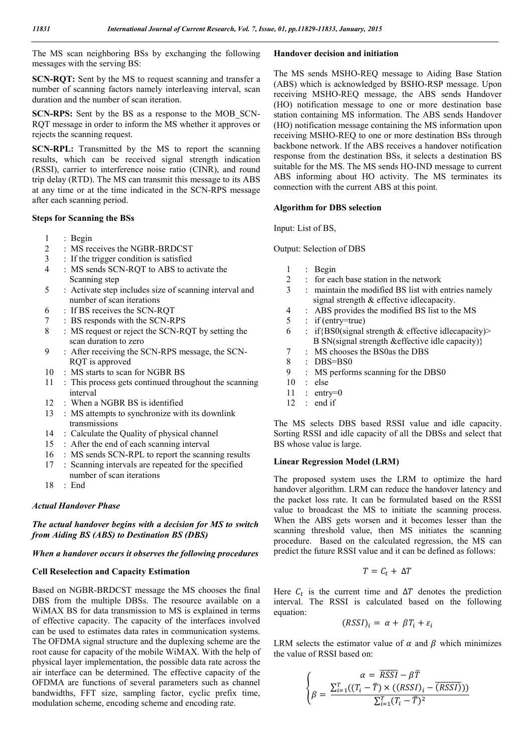The MS scan neighboring BSs by exchanging the following messages with the serving BS:

**SCN-RQT:** Sent by the MS to request scanning and transfer a number of scanning factors namely interleaving interval, scan duration and the number of scan iteration.

**SCN-RPS:** Sent by the BS as a response to the MOB_SCN-RQT message in order to inform the MS whether it approves or rejects the scanning request.

**SCN-RPL:** Transmitted by the MS to report the scanning results, which can be received signal strength indication (RSSI), carrier to interference noise ratio (CINR), and round trip delay (RTD). The MS can transmit this message to its ABS at any time or at the time indicated in the SCN-RPS message after each scanning period.

**Steps for Scanning the BSs**

1 : Begin
2 : MS receives the NGBR-BRDCST
3 : If the trigger condition is satisfied
4 : MS sends SCN-RQT to ABS to activate the Scanning step
5 : Activate step includes size of scanning interval and number of scan iterations
6 : If BS receives the SCN-RQT
7 : BS responds with the SCN-RPS
8 : MS request or reject the SCN-RQT by setting the scan duration to zero
9 : After receiving the SCN-RPS message, the SCN-RQT is approved
10 : MS starts to scan for NGBR BS
11 : This process gets continued throughout the scanning interval
12 : When a NGBR BS is identified
13 : MS attempts to synchronize with its downlink transmissions
14 : Calculate the Quality of physical channel
15 : After the end of each scanning interval
16 : MS sends SCN-RPL to report the scanning results
17 : Scanning intervals are repeated for the specified number of scan iterations
18 : End

***Actual Handover Phase***

***The actual handover begins with a decision for MS to switch from Aiding BS (ABS) to Destination BS (DBS)***

***When a handover occurs it observes the following procedures***

**Cell Reselection and Capacity Estimation**

Based on NGBR-BRDCST message the MS chooses the final DBS from the multiple DBSs. The resource available on a WiMAX BS for data transmission to MS is explained in terms of effective capacity. The capacity of the interfaces involved can be used to estimates data rates in communication systems. The OFDMA signal structure and the duplexing scheme are the root cause for capacity of the mobile WiMAX. With the help of physical layer implementation, the possible data rate across the air interface can be determined. The effective capacity of the OFDMA are functions of several parameters such as channel bandwidths, FFT size, sampling factor, cyclic prefix time, modulation scheme, encoding scheme and encoding rate.

**Handover decision and initiation**

The MS sends MSHO-REQ message to Aiding Base Station (ABS) which is acknowledged by BSHO-RSP message. Upon receiving MSHO-REQ message, the ABS sends Handover (HO) notification message to one or more destination base station containing MS information. The ABS sends Handover (HO) notification message containing the MS information upon receiving MSHO-REQ to one or more destination BSs through backbone network. If the ABS receives a handover notification response from the destination BSs, it selects a destination BS suitable for the MS. The MS sends HO-IND message to current ABS informing about HO activity. The MS terminates its connection with the current ABS at this point.

**Algorithm for DBS selection**

Input: List of BS,

Output: Selection of DBS

1 : Begin
2 : for each base station in the network
3 : maintain the modified BS list with entries namely signal strength & effective idlecapacity.
4 : ABS provides the modified BS list to the MS
5 : if (entry=true)
6 : if{BS0(signal strength & effective idlecapacity)> B SN(signal strength &effective idle capacity)}
7 : MS chooses the BS0as the DBS
8 : DBS=BS0
9 : MS performs scanning for the DBS0
10 : else
11 : entry=0
12 : end if

The MS selects DBS based RSSI value and idle capacity. Sorting RSSI and idle capacity of all the DBSs and select that BS whose value is large.

**Linear Regression Model (LRM)**

The proposed system uses the LRM to optimize the hard handover algorithm. LRM can reduce the handover latency and the packet loss rate. It can be formulated based on the RSSI value to broadcast the MS to initiate the scanning process. When the ABS gets worsen and it becomes lesser than the scanning threshold value, then MS initiates the scanning procedure. Based on the calculated regression, the MS can predict the future RSSI value and it can be defined as follows:

$$T = C_t + \Delta T$$

Here $C_t$ is the current time and $\Delta T$ denotes the prediction interval. The RSSI is calculated based on the following equation:

$$(RSSI)_i = \alpha + \beta T_i + \varepsilon_i$$

LRM selects the estimator value of $\alpha$ and $\beta$ which minimizes the value of RSSI based on:

$$\begin{cases} \alpha = \overline{RSSI} - \beta\bar{T} \\ \beta = \dfrac{\sum_{i=1}^{T}((T_i - \bar{T}) \times ((RSSI)_i - \overline{(RSSI)}))}{\sum_{i=1}^{T}(T_i - \bar{T})^2} \end{cases}$$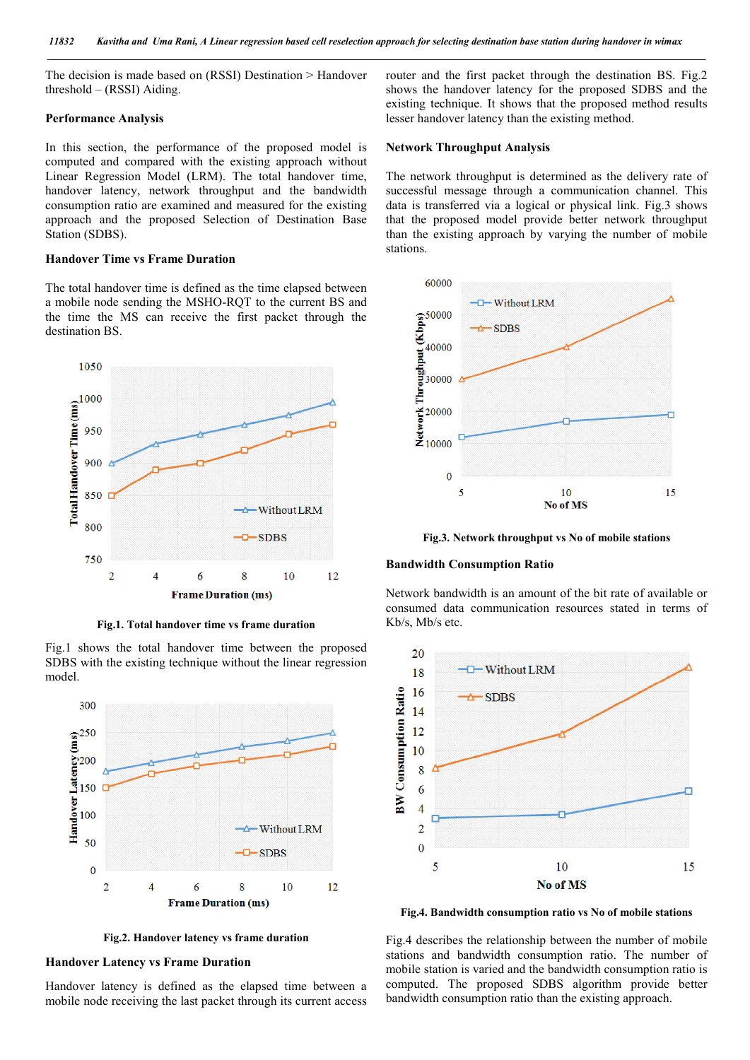The decision is made based on (RSSI) Destination > Handover threshold – (RSSI) Aiding.

**Performance Analysis**

In this section, the performance of the proposed model is computed and compared with the existing approach without Linear Regression Model (LRM). The total handover time, handover latency, network throughput and the bandwidth consumption ratio are examined and measured for the existing approach and the proposed Selection of Destination Base Station (SDBS).

**Handover Time vs Frame Duration**

The total handover time is defined as the time elapsed between a mobile node sending the MSHO-RQT to the current BS and the time the MS can receive the first packet through the destination BS.

**Fig.1. Total handover time vs frame duration**

Fig.1 shows the total handover time between the proposed SDBS with the existing technique without the linear regression model.

**Fig.2. Handover latency vs frame duration**

**Handover Latency vs Frame Duration**

Handover latency is defined as the elapsed time between a mobile node receiving the last packet through its current access router and the first packet through the destination BS. Fig.2 shows the handover latency for the proposed SDBS and the existing technique. It shows that the proposed method results lesser handover latency than the existing method.

**Network Throughput Analysis**

The network throughput is determined as the delivery rate of successful message through a communication channel. This data is transferred via a logical or physical link. Fig.3 shows that the proposed model provide better network throughput than the existing approach by varying the number of mobile stations.

**Fig.3. Network throughput vs No of mobile stations**

**Bandwidth Consumption Ratio**

Network bandwidth is an amount of the bit rate of available or consumed data communication resources stated in terms of Kb/s, Mb/s etc.

**Fig.4. Bandwidth consumption ratio vs No of mobile stations**

Fig.4 describes the relationship between the number of mobile stations and bandwidth consumption ratio. The number of mobile station is varied and the bandwidth consumption ratio is computed. The proposed SDBS algorithm provide better bandwidth consumption ratio than the existing approach.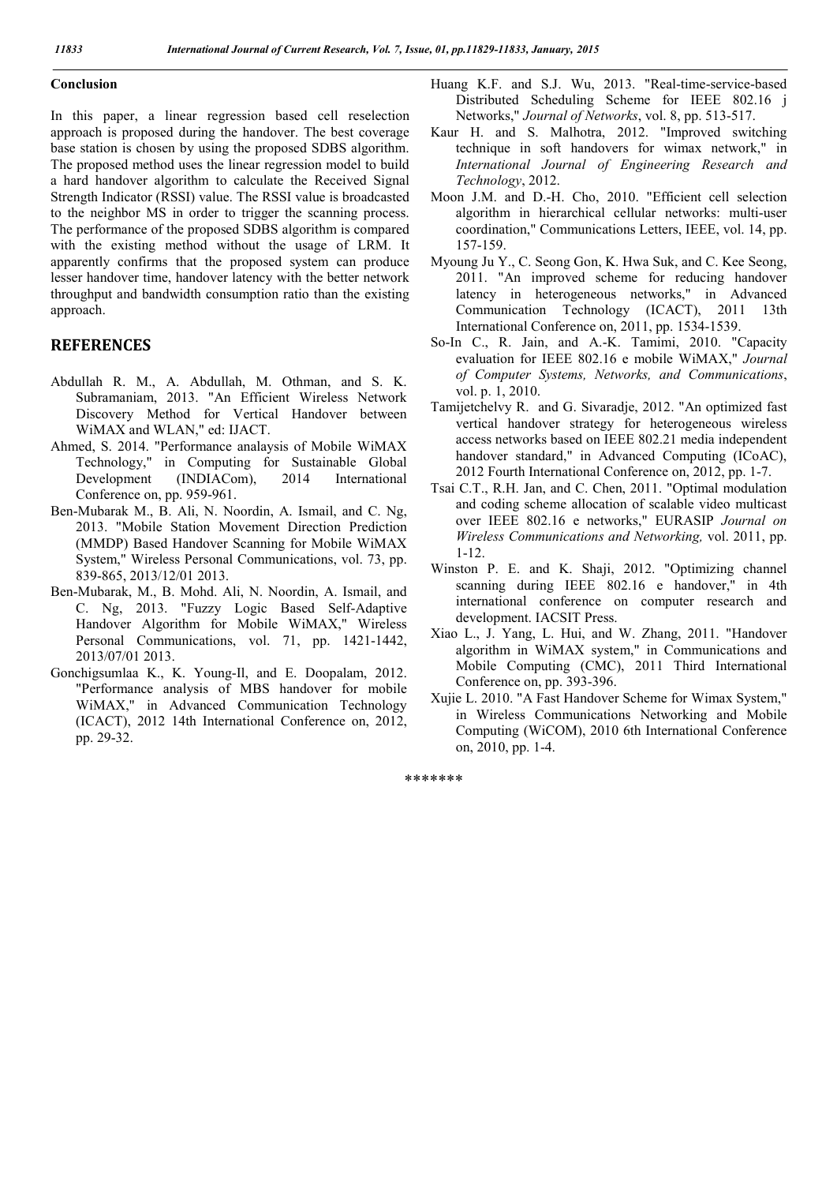## Conclusion

In this paper, a linear regression based cell reselection approach is proposed during the handover. The best coverage base station is chosen by using the proposed SDBS algorithm. The proposed method uses the linear regression model to build a hard handover algorithm to calculate the Received Signal Strength Indicator (RSSI) value. The RSSI value is broadcasted to the neighbor MS in order to trigger the scanning process. The performance of the proposed SDBS algorithm is compared with the existing method without the usage of LRM. It apparently confirms that the proposed system can produce lesser handover time, handover latency with the better network throughput and bandwidth consumption ratio than the existing approach.

## REFERENCES

Abdullah R. M., A. Abdullah, M. Othman, and S. K. Subramaniam, 2013. "An Efficient Wireless Network Discovery Method for Vertical Handover between WiMAX and WLAN," ed: IJACT.

Ahmed, S. 2014. "Performance analaysis of Mobile WiMAX Technology," in Computing for Sustainable Global Development (INDIACom), 2014 International Conference on, pp. 959-961.

Ben-Mubarak M., B. Ali, N. Noordin, A. Ismail, and C. Ng, 2013. "Mobile Station Movement Direction Prediction (MMDP) Based Handover Scanning for Mobile WiMAX System," Wireless Personal Communications, vol. 73, pp. 839-865, 2013/12/01 2013.

Ben-Mubarak, M., B. Mohd. Ali, N. Noordin, A. Ismail, and C. Ng, 2013. "Fuzzy Logic Based Self-Adaptive Handover Algorithm for Mobile WiMAX," Wireless Personal Communications, vol. 71, pp. 1421-1442, 2013/07/01 2013.

Gonchigsumlaa K., K. Young-Il, and E. Doopalam, 2012. "Performance analysis of MBS handover for mobile WiMAX," in Advanced Communication Technology (ICACT), 2012 14th International Conference on, 2012, pp. 29-32.

Huang K.F. and S.J. Wu, 2013. "Real-time-service-based Distributed Scheduling Scheme for IEEE 802.16 j Networks," *Journal of Networks*, vol. 8, pp. 513-517.

Kaur H. and S. Malhotra, 2012. "Improved switching technique in soft handovers for wimax network," in *International Journal of Engineering Research and Technology*, 2012.

Moon J.M. and D.-H. Cho, 2010. "Efficient cell selection algorithm in hierarchical cellular networks: multi-user coordination," Communications Letters, IEEE, vol. 14, pp. 157-159.

Myoung Ju Y., C. Seong Gon, K. Hwa Suk, and C. Kee Seong, 2011. "An improved scheme for reducing handover latency in heterogeneous networks," in Advanced Communication Technology (ICACT), 2011 13th International Conference on, 2011, pp. 1534-1539.

So-In C., R. Jain, and A.-K. Tamimi, 2010. "Capacity evaluation for IEEE 802.16 e mobile WiMAX," *Journal of Computer Systems, Networks, and Communications*, vol. p. 1, 2010.

Tamijetchelvy R. and G. Sivaradje, 2012. "An optimized fast vertical handover strategy for heterogeneous wireless access networks based on IEEE 802.21 media independent handover standard," in Advanced Computing (ICoAC), 2012 Fourth International Conference on, 2012, pp. 1-7.

Tsai C.T., R.H. Jan, and C. Chen, 2011. "Optimal modulation and coding scheme allocation of scalable video multicast over IEEE 802.16 e networks," EURASIP *Journal on Wireless Communications and Networking,* vol. 2011, pp. 1-12.

Winston P. E. and K. Shaji, 2012. "Optimizing channel scanning during IEEE 802.16 e handover," in 4th international conference on computer research and development. IACSIT Press.

Xiao L., J. Yang, L. Hui, and W. Zhang, 2011. "Handover algorithm in WiMAX system," in Communications and Mobile Computing (CMC), 2011 Third International Conference on, pp. 393-396.

Xujie L. 2010. "A Fast Handover Scheme for Wimax System," in Wireless Communications Networking and Mobile Computing (WiCOM), 2010 6th International Conference on, 2010, pp. 1-4.

*******